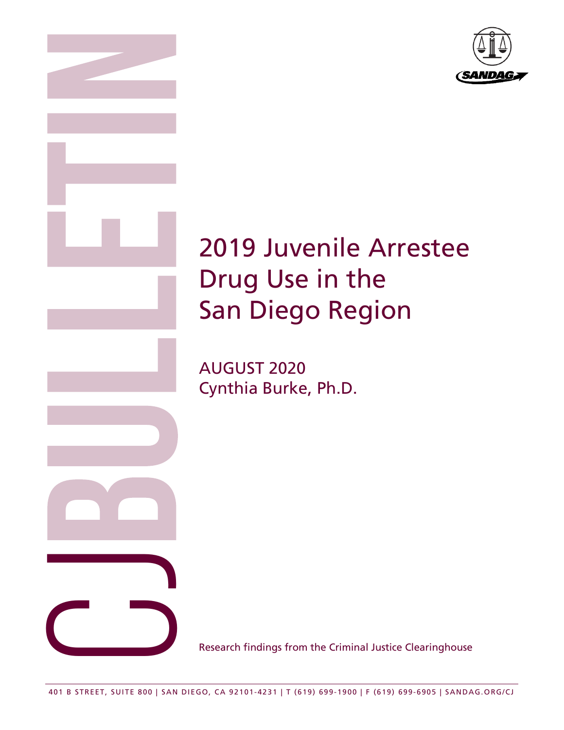CJ BULLETIN

# 2019 Juvenile Arrestee Drug Use in the San Diego Region

AUGUST 2020
Cynthia Burke, Ph.D.

Research findings from the Criminal Justice Clearinghouse

401 B STREET, SUITE 800 | SAN DIEGO, CA 92101-4231 | T (619) 699-1900 | F (619) 699-6905 | SANDAG.ORG/CJ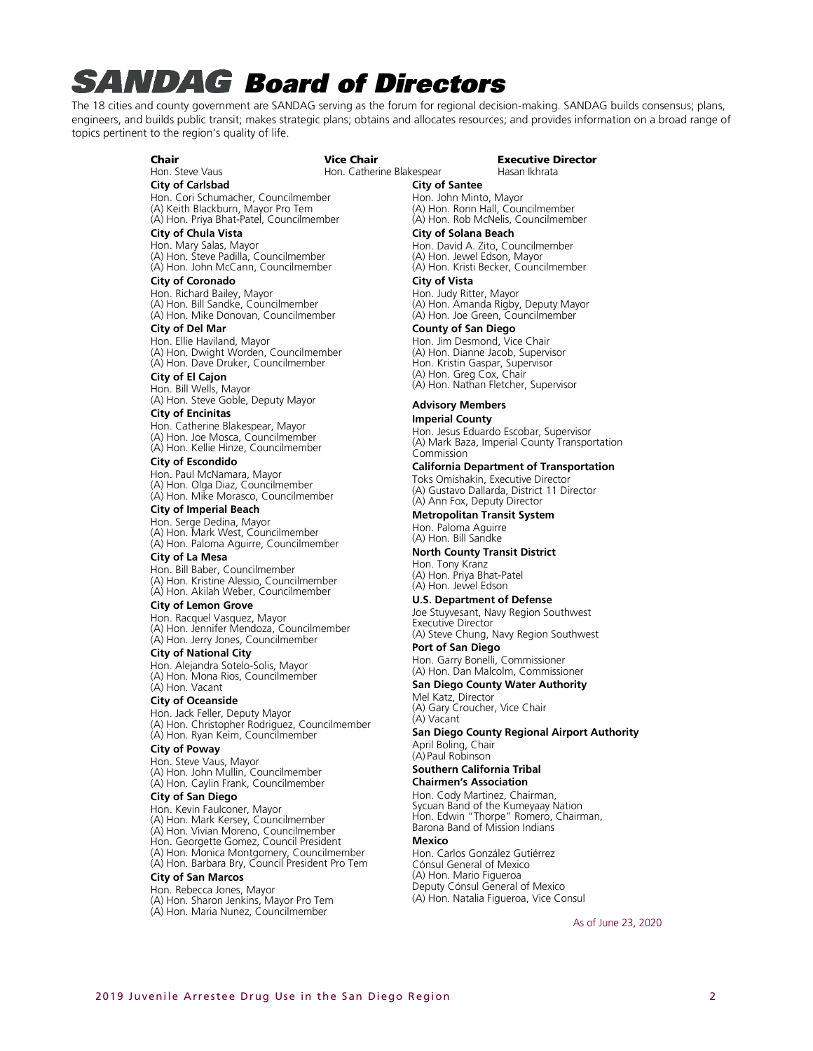# SANDAG Board of Directors

The 18 cities and county government are SANDAG serving as the forum for regional decision-making. SANDAG builds consensus; plans, engineers, and builds public transit; makes strategic plans; obtains and allocates resources; and provides information on a broad range of topics pertinent to the region's quality of life.

**Chair**
Hon. Steve Vaus

**Vice Chair**
Hon. Catherine Blakespear

**Executive Director**
Hasan Ikhrata

**City of Carlsbad**
Hon. Cori Schumacher, Councilmember
(A) Keith Blackburn, Mayor Pro Tem
(A) Hon. Priya Bhat-Patel, Councilmember

**City of Chula Vista**
Hon. Mary Salas, Mayor
(A) Hon. Steve Padilla, Councilmember
(A) Hon. John McCann, Councilmember

**City of Coronado**
Hon. Richard Bailey, Mayor
(A) Hon. Bill Sandke, Councilmember
(A) Hon. Mike Donovan, Councilmember

**City of Del Mar**
Hon. Ellie Haviland, Mayor
(A) Hon. Dwight Worden, Councilmember
(A) Hon. Dave Druker, Councilmember

**City of El Cajon**
Hon. Bill Wells, Mayor
(A) Hon. Steve Goble, Deputy Mayor

**City of Encinitas**
Hon. Catherine Blakespear, Mayor
(A) Hon. Joe Mosca, Councilmember
(A) Hon. Kellie Hinze, Councilmember

**City of Escondido**
Hon. Paul McNamara, Mayor
(A) Hon. Olga Diaz, Councilmember
(A) Hon. Mike Morasco, Councilmember

**City of Imperial Beach**
Hon. Serge Dedina, Mayor
(A) Hon. Mark West, Councilmember
(A) Hon. Paloma Aguirre, Councilmember

**City of La Mesa**
Hon. Bill Baber, Councilmember
(A) Hon. Kristine Alessio, Councilmember
(A) Hon. Akilah Weber, Councilmember

**City of Lemon Grove**
Hon. Racquel Vasquez, Mayor
(A) Hon. Jennifer Mendoza, Councilmember
(A) Hon. Jerry Jones, Councilmember

**City of National City**
Hon. Alejandra Sotelo-Solis, Mayor
(A) Hon. Mona Rios, Councilmember
(A) Hon. Vacant

**City of Oceanside**
Hon. Jack Feller, Deputy Mayor
(A) Hon. Christopher Rodriguez, Councilmember
(A) Hon. Ryan Keim, Councilmember

**City of Poway**
Hon. Steve Vaus, Mayor
(A) Hon. John Mullin, Councilmember
(A) Hon. Caylin Frank, Councilmember

**City of San Diego**
Hon. Kevin Faulconer, Mayor
(A) Hon. Mark Kersey, Councilmember
(A) Hon. Vivian Moreno, Councilmember
Hon. Georgette Gomez, Council President
(A) Hon. Monica Montgomery, Councilmember
(A) Hon. Barbara Bry, Council President Pro Tem

**City of San Marcos**
Hon. Rebecca Jones, Mayor
(A) Hon. Sharon Jenkins, Mayor Pro Tem
(A) Hon. Maria Nunez, Councilmember

**City of Santee**
Hon. John Minto, Mayor
(A) Hon. Ronn Hall, Councilmember
(A) Hon. Rob McNelis, Councilmember

**City of Solana Beach**
Hon. David A. Zito, Councilmember
(A) Hon. Jewel Edson, Mayor
(A) Hon. Kristi Becker, Councilmember

**City of Vista**
Hon. Judy Ritter, Mayor
(A) Hon. Amanda Rigby, Deputy Mayor
(A) Hon. Joe Green, Councilmember

**County of San Diego**
Hon. Jim Desmond, Vice Chair
(A) Hon. Dianne Jacob, Supervisor
Hon. Kristin Gaspar, Supervisor
(A) Hon. Greg Cox, Chair
(A) Hon. Nathan Fletcher, Supervisor

**Advisory Members**

**Imperial County**
Hon. Jesus Eduardo Escobar, Supervisor
(A) Mark Baza, Imperial County Transportation Commission

**California Department of Transportation**
Toks Omishakin, Executive Director
(A) Gustavo Dallarda, District 11 Director
(A) Ann Fox, Deputy Director

**Metropolitan Transit System**
Hon. Paloma Aguirre
(A) Hon. Bill Sandke

**North County Transit District**
Hon. Tony Kranz
(A) Hon. Priya Bhat-Patel
(A) Hon. Jewel Edson

**U.S. Department of Defense**
Joe Stuyvesant, Navy Region Southwest Executive Director
(A) Steve Chung, Navy Region Southwest

**Port of San Diego**
Hon. Garry Bonelli, Commissioner
(A) Hon. Dan Malcolm, Commissioner

**San Diego County Water Authority**
Mel Katz, Director
(A) Gary Croucher, Vice Chair
(A) Vacant

**San Diego County Regional Airport Authority**
April Boling, Chair
(A) Paul Robinson

**Southern California Tribal Chairmen's Association**
Hon. Cody Martinez, Chairman, Sycuan Band of the Kumeyaay Nation
Hon. Edwin "Thorpe" Romero, Chairman, Barona Band of Mission Indians

**Mexico**
Hon. Carlos González Gutiérrez
Cónsul General of Mexico
(A) Hon. Mario Figueroa
Deputy Cónsul General of Mexico
(A) Hon. Natalia Figueroa, Vice Consul

As of June 23, 2020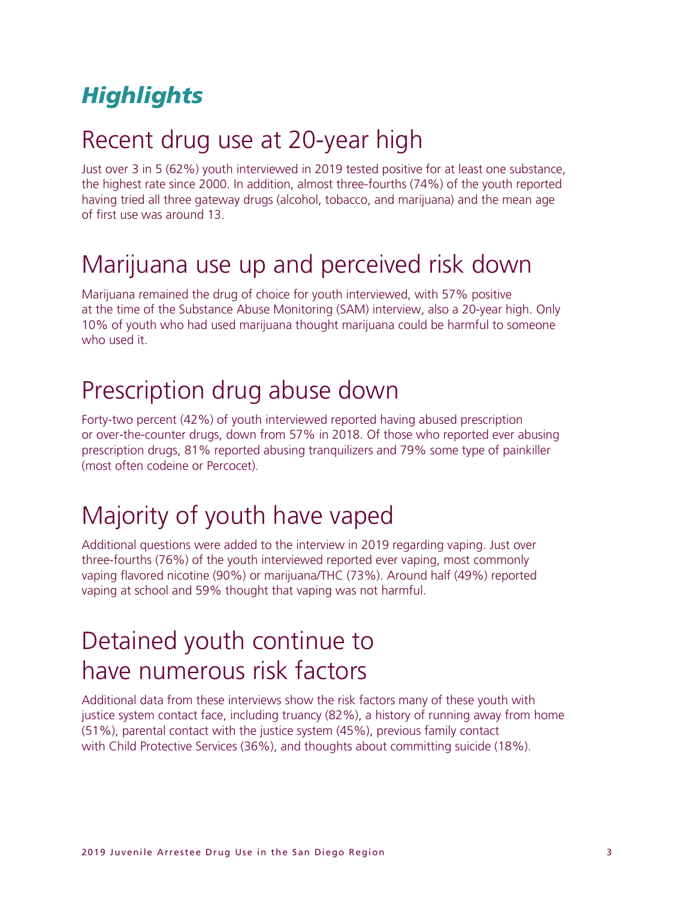# *Highlights*

## Recent drug use at 20-year high

Just over 3 in 5 (62%) youth interviewed in 2019 tested positive for at least one substance, the highest rate since 2000. In addition, almost three-fourths (74%) of the youth reported having tried all three gateway drugs (alcohol, tobacco, and marijuana) and the mean age of first use was around 13.

## Marijuana use up and perceived risk down

Marijuana remained the drug of choice for youth interviewed, with 57% positive at the time of the Substance Abuse Monitoring (SAM) interview, also a 20-year high. Only 10% of youth who had used marijuana thought marijuana could be harmful to someone who used it.

## Prescription drug abuse down

Forty-two percent (42%) of youth interviewed reported having abused prescription or over-the-counter drugs, down from 57% in 2018. Of those who reported ever abusing prescription drugs, 81% reported abusing tranquilizers and 79% some type of painkiller (most often codeine or Percocet).

## Majority of youth have vaped

Additional questions were added to the interview in 2019 regarding vaping. Just over three-fourths (76%) of the youth interviewed reported ever vaping, most commonly vaping flavored nicotine (90%) or marijuana/THC (73%). Around half (49%) reported vaping at school and 59% thought that vaping was not harmful.

## Detained youth continue to have numerous risk factors

Additional data from these interviews show the risk factors many of these youth with justice system contact face, including truancy (82%), a history of running away from home (51%), parental contact with the justice system (45%), previous family contact with Child Protective Services (36%), and thoughts about committing suicide (18%).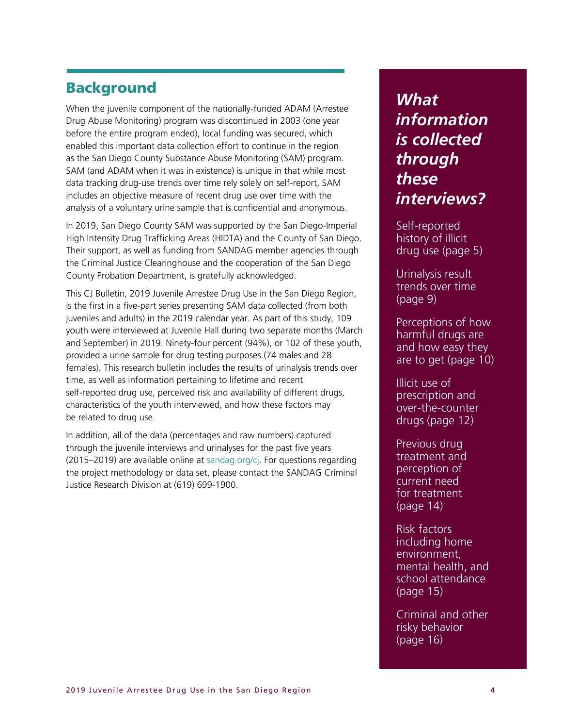## Background

When the juvenile component of the nationally-funded ADAM (Arrestee Drug Abuse Monitoring) program was discontinued in 2003 (one year before the entire program ended), local funding was secured, which enabled this important data collection effort to continue in the region as the San Diego County Substance Abuse Monitoring (SAM) program. SAM (and ADAM when it was in existence) is unique in that while most data tracking drug-use trends over time rely solely on self-report, SAM includes an objective measure of recent drug use over time with the analysis of a voluntary urine sample that is confidential and anonymous.

In 2019, San Diego County SAM was supported by the San Diego-Imperial High Intensity Drug Trafficking Areas (HIDTA) and the County of San Diego. Their support, as well as funding from SANDAG member agencies through the Criminal Justice Clearinghouse and the cooperation of the San Diego County Probation Department, is gratefully acknowledged.

This CJ Bulletin, 2019 Juvenile Arrestee Drug Use in the San Diego Region, is the first in a five-part series presenting SAM data collected (from both juveniles and adults) in the 2019 calendar year. As part of this study, 109 youth were interviewed at Juvenile Hall during two separate months (March and September) in 2019. Ninety-four percent (94%), or 102 of these youth, provided a urine sample for drug testing purposes (74 males and 28 females). This research bulletin includes the results of urinalysis trends over time, as well as information pertaining to lifetime and recent self-reported drug use, perceived risk and availability of different drugs, characteristics of the youth interviewed, and how these factors may be related to drug use.

In addition, all of the data (percentages and raw numbers) captured through the juvenile interviews and urinalyses for the past five years (2015–2019) are available online at sandag.org/cj. For questions regarding the project methodology or data set, please contact the SANDAG Criminal Justice Research Division at (619) 699-1900.

### *What information is collected through these interviews?*

Self-reported history of illicit drug use (page 5)

Urinalysis result trends over time (page 9)

Perceptions of how harmful drugs are and how easy they are to get (page 10)

Illicit use of prescription and over-the-counter drugs (page 12)

Previous drug treatment and perception of current need for treatment (page 14)

Risk factors including home environment, mental health, and school attendance (page 15)

Criminal and other risky behavior (page 16)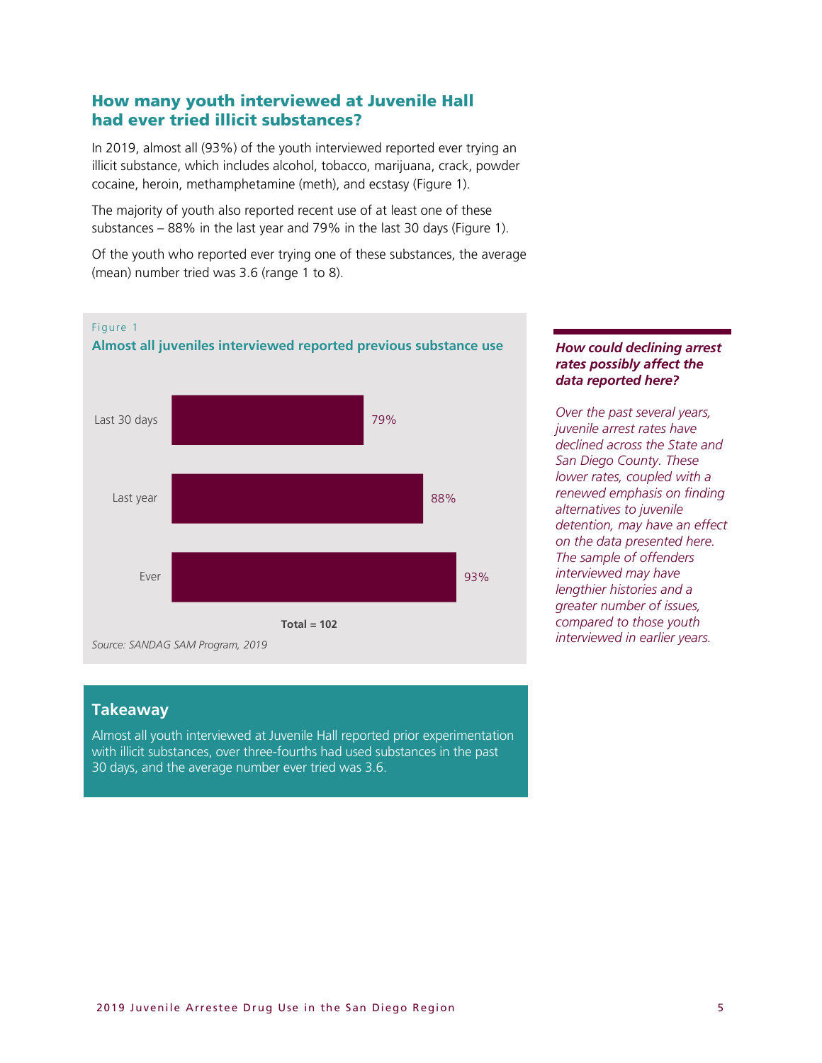## How many youth interviewed at Juvenile Hall had ever tried illicit substances?

In 2019, almost all (93%) of the youth interviewed reported ever trying an illicit substance, which includes alcohol, tobacco, marijuana, crack, powder cocaine, heroin, methamphetamine (meth), and ecstasy (Figure 1).

The majority of youth also reported recent use of at least one of these substances – 88% in the last year and 79% in the last 30 days (Figure 1).

Of the youth who reported ever trying one of these substances, the average (mean) number tried was 3.6 (range 1 to 8).

Figure 1

**Almost all juveniles interviewed reported previous substance use**

| | Percent |
|---|---|
| Last 30 days | 79% |
| Last year | 88% |
| Ever | 93% |

**Total = 102**

*Source: SANDAG SAM Program, 2019*

***How could declining arrest rates possibly affect the data reported here?***

*Over the past several years, juvenile arrest rates have declined across the State and San Diego County. These lower rates, coupled with a renewed emphasis on finding alternatives to juvenile detention, may have an effect on the data presented here. The sample of offenders interviewed may have lengthier histories and a greater number of issues, compared to those youth interviewed in earlier years.*

### Takeaway

Almost all youth interviewed at Juvenile Hall reported prior experimentation with illicit substances, over three-fourths had used substances in the past 30 days, and the average number ever tried was 3.6.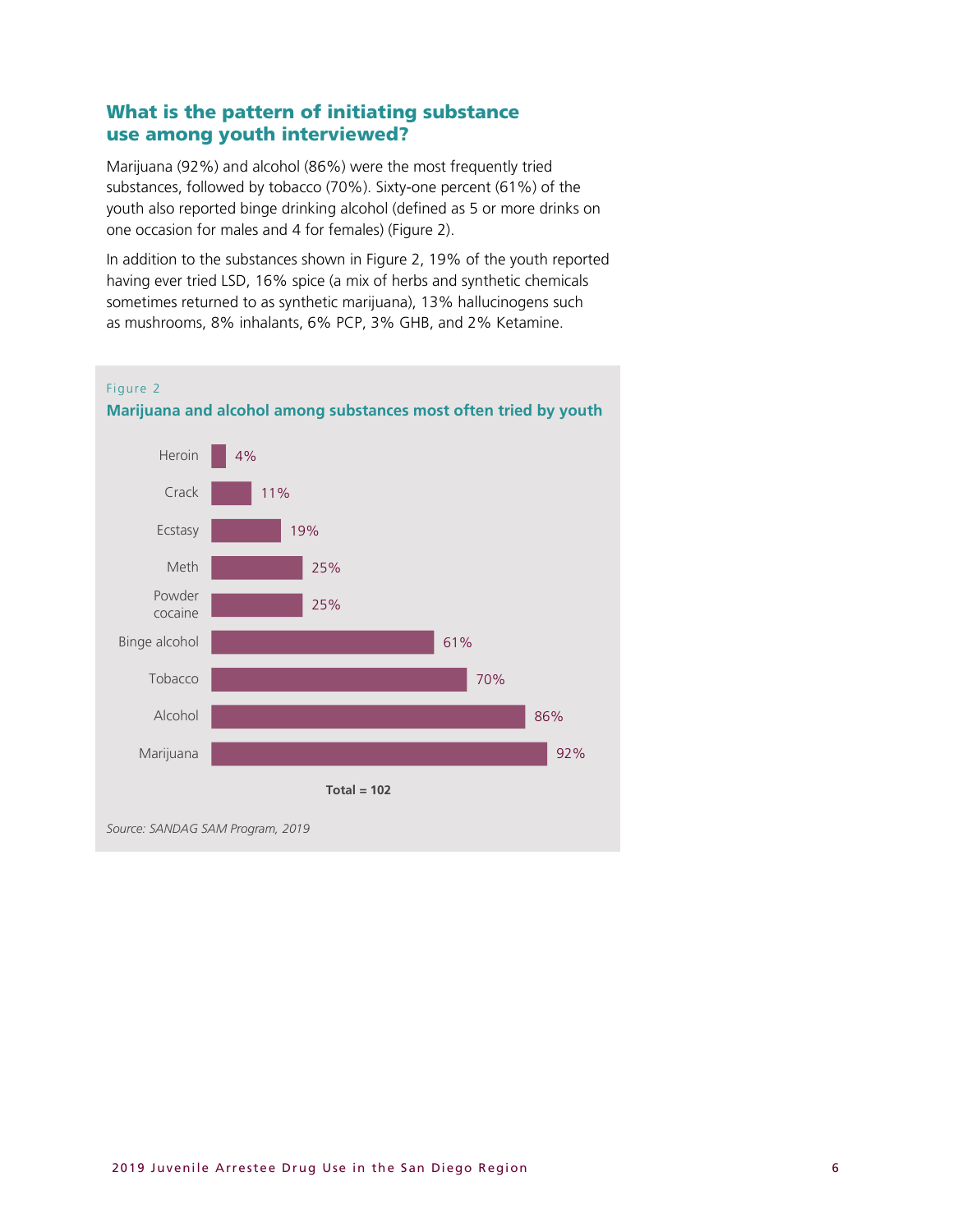## What is the pattern of initiating substance use among youth interviewed?

Marijuana (92%) and alcohol (86%) were the most frequently tried substances, followed by tobacco (70%). Sixty-one percent (61%) of the youth also reported binge drinking alcohol (defined as 5 or more drinks on one occasion for males and 4 for females) (Figure 2).

In addition to the substances shown in Figure 2, 19% of the youth reported having ever tried LSD, 16% spice (a mix of herbs and synthetic chemicals sometimes returned to as synthetic marijuana), 13% hallucinogens such as mushrooms, 8% inhalants, 6% PCP, 3% GHB, and 2% Ketamine.

Figure 2

**Marijuana and alcohol among substances most often tried by youth**

| Substance | Percent |
| --- | --- |
| Heroin | 4% |
| Crack | 11% |
| Ecstasy | 19% |
| Meth | 25% |
| Powder cocaine | 25% |
| Binge alcohol | 61% |
| Tobacco | 70% |
| Alcohol | 86% |
| Marijuana | 92% |

**Total = 102**

*Source: SANDAG SAM Program, 2019*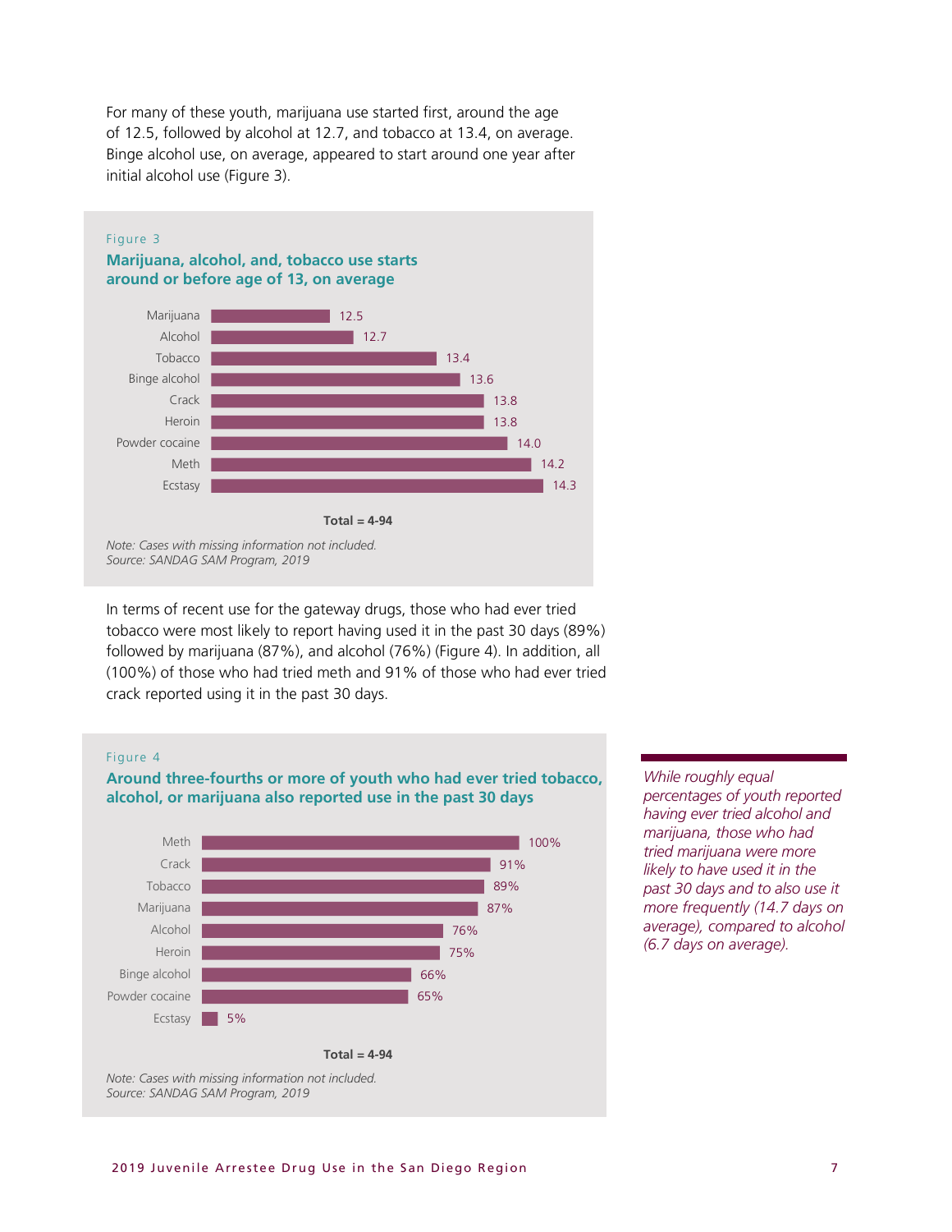For many of these youth, marijuana use started first, around the age of 12.5, followed by alcohol at 12.7, and tobacco at 13.4, on average. Binge alcohol use, on average, appeared to start around one year after initial alcohol use (Figure 3).

Figure 3

**Marijuana, alcohol, and, tobacco use starts around or before age of 13, on average**

| Substance | Average age |
| --- | --- |
| Marijuana | 12.5 |
| Alcohol | 12.7 |
| Tobacco | 13.4 |
| Binge alcohol | 13.6 |
| Crack | 13.8 |
| Heroin | 13.8 |
| Powder cocaine | 14.0 |
| Meth | 14.2 |
| Ecstasy | 14.3 |

**Total = 4-94**

*Note: Cases with missing information not included.*
*Source: SANDAG SAM Program, 2019*

In terms of recent use for the gateway drugs, those who had ever tried tobacco were most likely to report having used it in the past 30 days (89%) followed by marijuana (87%), and alcohol (76%) (Figure 4). In addition, all (100%) of those who had tried meth and 91% of those who had ever tried crack reported using it in the past 30 days.

Figure 4

**Around three-fourths or more of youth who had ever tried tobacco, alcohol, or marijuana also reported use in the past 30 days**

| Substance | Percent |
| --- | --- |
| Meth | 100% |
| Crack | 91% |
| Tobacco | 89% |
| Marijuana | 87% |
| Alcohol | 76% |
| Heroin | 75% |
| Binge alcohol | 66% |
| Powder cocaine | 65% |
| Ecstasy | 5% |

**Total = 4-94**

*Note: Cases with missing information not included.*
*Source: SANDAG SAM Program, 2019*

*While roughly equal percentages of youth reported having ever tried alcohol and marijuana, those who had tried marijuana were more likely to have used it in the past 30 days and to also use it more frequently (14.7 days on average), compared to alcohol (6.7 days on average).*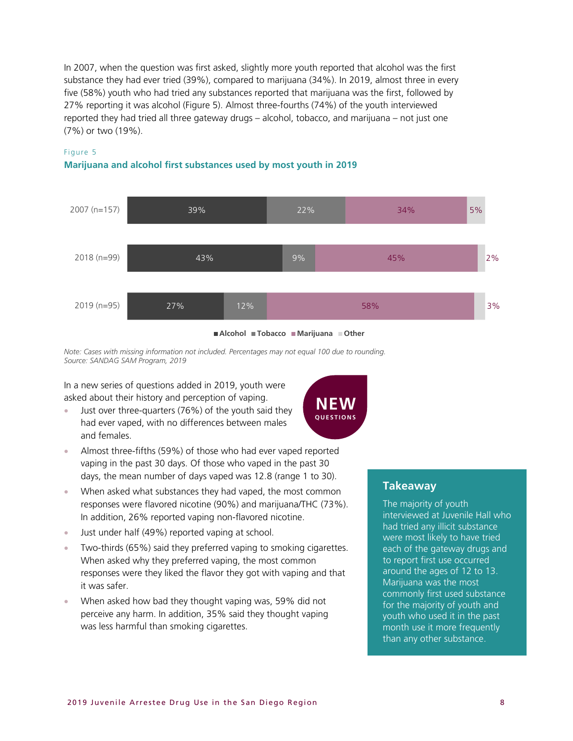In 2007, when the question was first asked, slightly more youth reported that alcohol was the first substance they had ever tried (39%), compared to marijuana (34%). In 2019, almost three in every five (58%) youth who had tried any substances reported that marijuana was the first, followed by 27% reporting it was alcohol (Figure 5). Almost three-fourths (74%) of the youth interviewed reported they had tried all three gateway drugs – alcohol, tobacco, and marijuana – not just one (7%) or two (19%).

Figure 5

**Marijuana and alcohol first substances used by most youth in 2019**

| | Alcohol | Tobacco | Marijuana | Other |
|---|---|---|---|---|
| 2007 (n=157) | 39% | 22% | 34% | 5% |
| 2018 (n=99) | 43% | 9% | 45% | 2% |
| 2019 (n=95) | 27% | 12% | 58% | 3% |

*Note: Cases with missing information not included. Percentages may not equal 100 due to rounding.*
*Source: SANDAG SAM Program, 2019*

**NEW QUESTIONS**

In a new series of questions added in 2019, youth were asked about their history and perception of vaping.

- Just over three-quarters (76%) of the youth said they had ever vaped, with no differences between males and females.
- Almost three-fifths (59%) of those who had ever vaped reported vaping in the past 30 days. Of those who vaped in the past 30 days, the mean number of days vaped was 12.8 (range 1 to 30).
- When asked what substances they had vaped, the most common responses were flavored nicotine (90%) and marijuana/THC (73%). In addition, 26% reported vaping non-flavored nicotine.
- Just under half (49%) reported vaping at school.
- Two-thirds (65%) said they preferred vaping to smoking cigarettes. When asked why they preferred vaping, the most common responses were they liked the flavor they got with vaping and that it was safer.
- When asked how bad they thought vaping was, 59% did not perceive any harm. In addition, 35% said they thought vaping was less harmful than smoking cigarettes.

### Takeaway

The majority of youth interviewed at Juvenile Hall who had tried any illicit substance were most likely to have tried each of the gateway drugs and to report first use occurred around the ages of 12 to 13. Marijuana was the most commonly first used substance for the majority of youth and youth who used it in the past month use it more frequently than any other substance.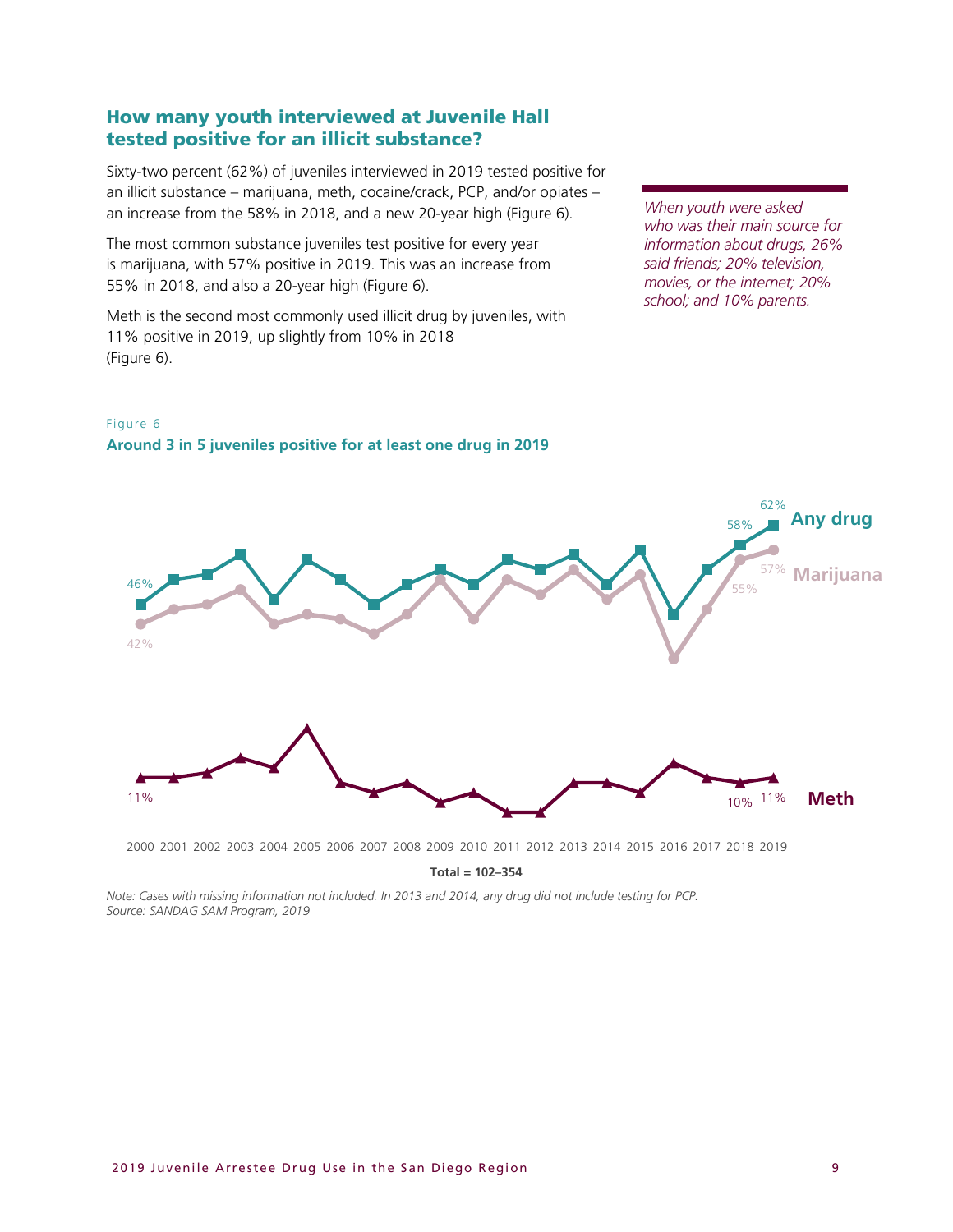## How many youth interviewed at Juvenile Hall tested positive for an illicit substance?

Sixty-two percent (62%) of juveniles interviewed in 2019 tested positive for an illicit substance – marijuana, meth, cocaine/crack, PCP, and/or opiates – an increase from the 58% in 2018, and a new 20-year high (Figure 6).

The most common substance juveniles test positive for every year is marijuana, with 57% positive in 2019. This was an increase from 55% in 2018, and also a 20-year high (Figure 6).

Meth is the second most commonly used illicit drug by juveniles, with 11% positive in 2019, up slightly from 10% in 2018 (Figure 6).

*When youth were asked who was their main source for information about drugs, 26% said friends; 20% television, movies, or the internet; 20% school; and 10% parents.*

Figure 6

**Around 3 in 5 juveniles positive for at least one drug in 2019**

Any drug: 46% (2000), 58% (2018), 62% (2019)

Marijuana: 42% (2000), 55% (2018), 57% (2019)

Meth: 11% (2000), 10% (2018), 11% (2019)

2000 2001 2002 2003 2004 2005 2006 2007 2008 2009 2010 2011 2012 2013 2014 2015 2016 2017 2018 2019

**Total = 102–354**

*Note: Cases with missing information not included. In 2013 and 2014, any drug did not include testing for PCP.*
*Source: SANDAG SAM Program, 2019*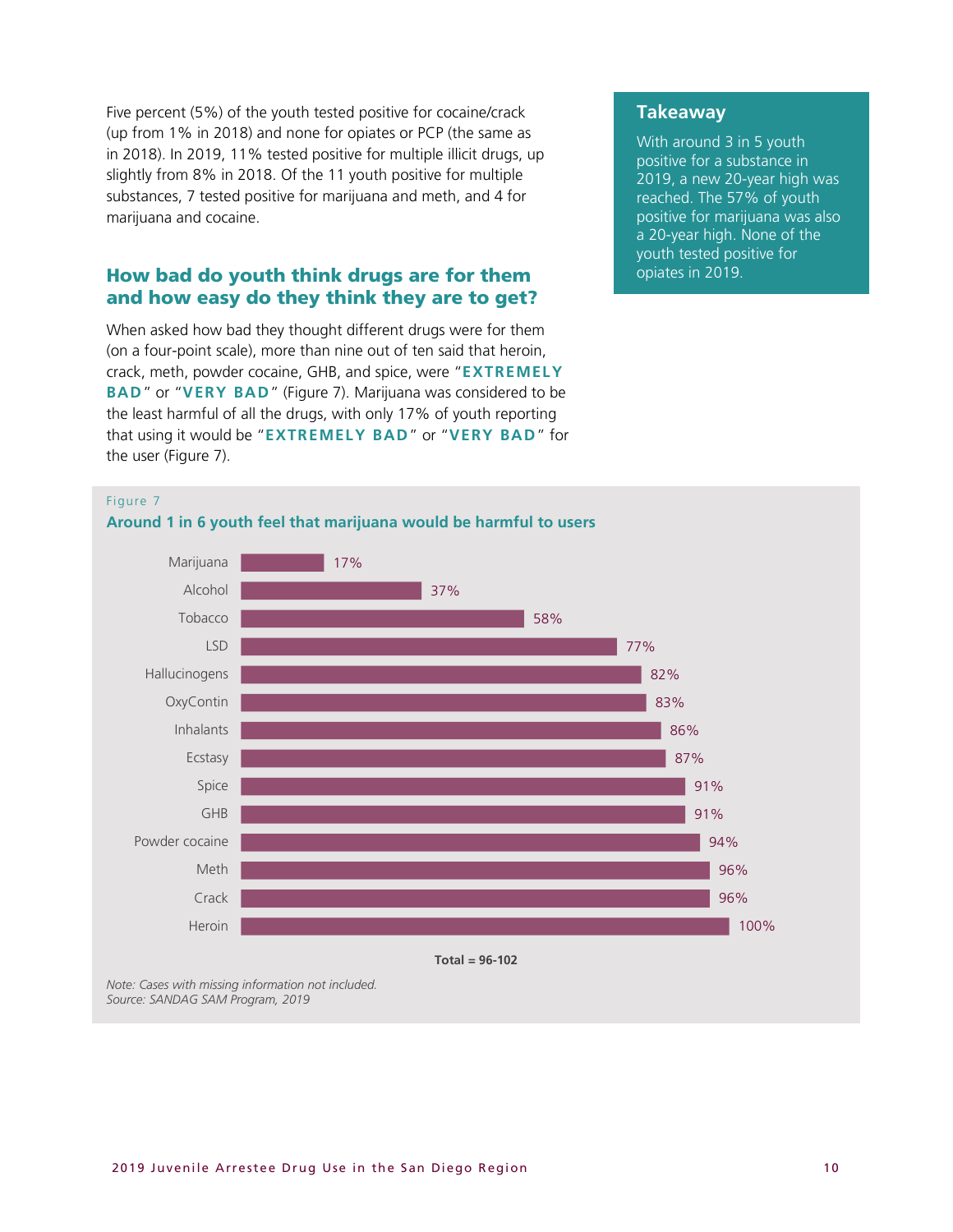Five percent (5%) of the youth tested positive for cocaine/crack (up from 1% in 2018) and none for opiates or PCP (the same as in 2018). In 2019, 11% tested positive for multiple illicit drugs, up slightly from 8% in 2018. Of the 11 youth positive for multiple substances, 7 tested positive for marijuana and meth, and 4 for marijuana and cocaine.

> **Takeaway**
>
> With around 3 in 5 youth positive for a substance in 2019, a new 20-year high was reached. The 57% of youth positive for marijuana was also a 20-year high. None of the youth tested positive for opiates in 2019.

## How bad do youth think drugs are for them and how easy do they think they are to get?

When asked how bad they thought different drugs were for them (on a four-point scale), more than nine out of ten said that heroin, crack, meth, powder cocaine, GHB, and spice, were "**EXTREMELY BAD**" or "**VERY BAD**" (Figure 7). Marijuana was considered to be the least harmful of all the drugs, with only 17% of youth reporting that using it would be "**EXTREMELY BAD**" or "**VERY BAD**" for the user (Figure 7).

Figure 7

**Around 1 in 6 youth feel that marijuana would be harmful to users**

| Drug | Percent |
|---|---|
| Marijuana | 17% |
| Alcohol | 37% |
| Tobacco | 58% |
| LSD | 77% |
| Hallucinogens | 82% |
| OxyContin | 83% |
| Inhalants | 86% |
| Ecstasy | 87% |
| Spice | 91% |
| GHB | 91% |
| Powder cocaine | 94% |
| Meth | 96% |
| Crack | 96% |
| Heroin | 100% |

**Total = 96-102**

*Note: Cases with missing information not included.*
*Source: SANDAG SAM Program, 2019*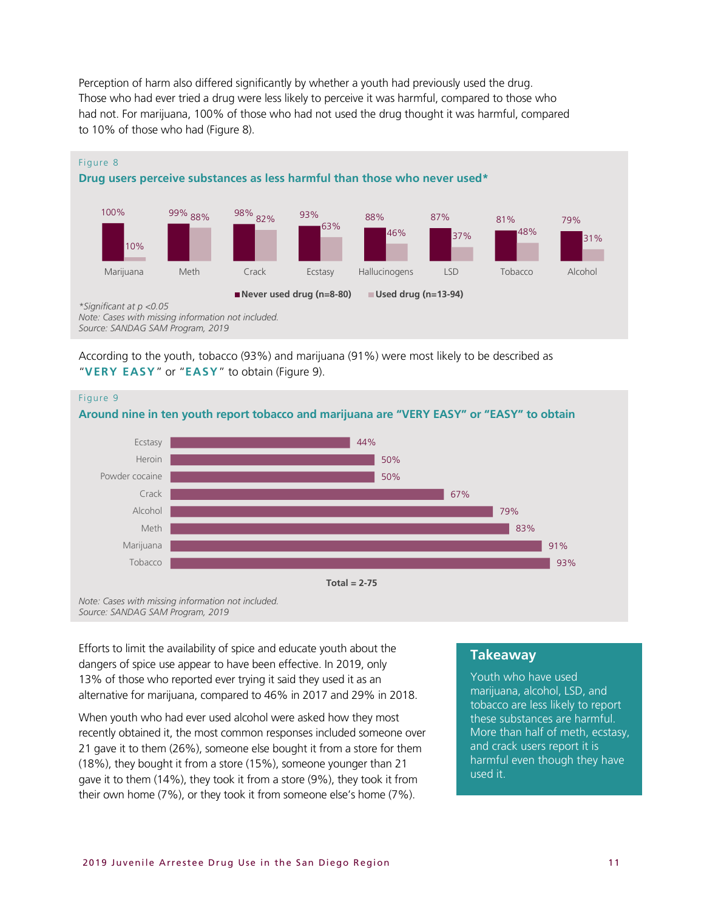Perception of harm also differed significantly by whether a youth had previously used the drug. Those who had ever tried a drug were less likely to perceive it was harmful, compared to those who had not. For marijuana, 100% of those who had not used the drug thought it was harmful, compared to 10% of those who had (Figure 8).

Figure 8

**Drug users perceive substances as less harmful than those who never used***

| | Marijuana | Meth | Crack | Ecstasy | Hallucinogens | LSD | Tobacco | Alcohol |
|---|---|---|---|---|---|---|---|---|
| Never used drug (n=8-80) | 100% | 99% | 98% | 93% | 88% | 87% | 81% | 79% |
| Used drug (n=13-94) | 10% | 88% | 82% | 63% | 46% | 37% | 48% | 31% |

*Significant at $p < 0.05$

*Note: Cases with missing information not included.*

*Source: SANDAG SAM Program, 2019*

According to the youth, tobacco (93%) and marijuana (91%) were most likely to be described as "**VERY EASY**" or "**EASY**" to obtain (Figure 9).

Figure 9

**Around nine in ten youth report tobacco and marijuana are "VERY EASY" or "EASY" to obtain**

| Substance | Percent |
|---|---|
| Ecstasy | 44% |
| Heroin | 50% |
| Powder cocaine | 50% |
| Crack | 67% |
| Alcohol | 79% |
| Meth | 83% |
| Marijuana | 91% |
| Tobacco | 93% |

Total = 2-75

*Note: Cases with missing information not included.*

*Source: SANDAG SAM Program, 2019*

Efforts to limit the availability of spice and educate youth about the dangers of spice use appear to have been effective. In 2019, only 13% of those who reported ever trying it said they used it as an alternative for marijuana, compared to 46% in 2017 and 29% in 2018.

When youth who had ever used alcohol were asked how they most recently obtained it, the most common responses included someone over 21 gave it to them (26%), someone else bought it from a store for them (18%), they bought it from a store (15%), someone younger than 21 gave it to them (14%), they took it from a store (9%), they took it from their own home (7%), or they took it from someone else's home (7%).

## Takeaway

Youth who have used marijuana, alcohol, LSD, and tobacco are less likely to report these substances are harmful. More than half of meth, ecstasy, and crack users report it is harmful even though they have used it.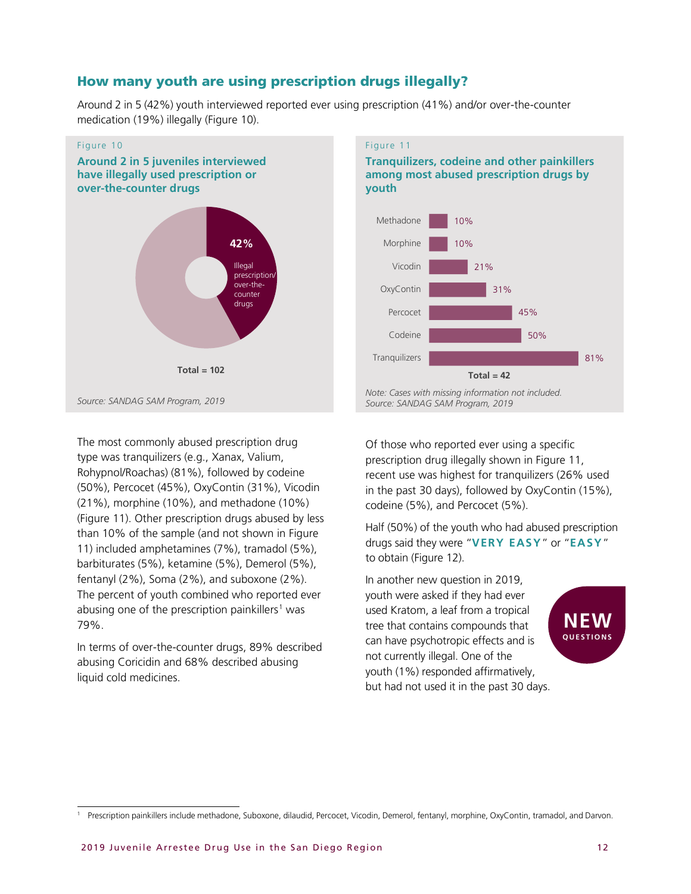## How many youth are using prescription drugs illegally?

Around 2 in 5 (42%) youth interviewed reported ever using prescription (41%) and/or over-the-counter medication (19%) illegally (Figure 10).

Figure 10

**Around 2 in 5 juveniles interviewed have illegally used prescription or over-the-counter drugs**

42% Illegal prescription/over-the-counter drugs

**Total = 102**

*Source: SANDAG SAM Program, 2019*

Figure 11

**Tranquilizers, codeine and other painkillers among most abused prescription drugs by youth**

| Drug | Percent |
|---|---|
| Methadone | 10% |
| Morphine | 10% |
| Vicodin | 21% |
| OxyContin | 31% |
| Percocet | 45% |
| Codeine | 50% |
| Tranquilizers | 81% |

**Total = 42**

*Note: Cases with missing information not included.*
*Source: SANDAG SAM Program, 2019*

The most commonly abused prescription drug type was tranquilizers (e.g., Xanax, Valium, Rohypnol/Roachas) (81%), followed by codeine (50%), Percocet (45%), OxyContin (31%), Vicodin (21%), morphine (10%), and methadone (10%) (Figure 11). Other prescription drugs abused by less than 10% of the sample (and not shown in Figure 11) included amphetamines (7%), tramadol (5%), barbiturates (5%), ketamine (5%), Demerol (5%), fentanyl (2%), Soma (2%), and suboxone (2%). The percent of youth combined who reported ever abusing one of the prescription painkillers[1] was 79%.

In terms of over-the-counter drugs, 89% described abusing Coricidin and 68% described abusing liquid cold medicines.

Of those who reported ever using a specific prescription drug illegally shown in Figure 11, recent use was highest for tranquilizers (26% used in the past 30 days), followed by OxyContin (15%), codeine (5%), and Percocet (5%).

Half (50%) of the youth who had abused prescription drugs said they were "**VERY EASY**" or "**EASY**" to obtain (Figure 12).

**NEW QUESTIONS**

In another new question in 2019, youth were asked if they had ever used Kratom, a leaf from a tropical tree that contains compounds that can have psychotropic effects and is not currently illegal. One of the youth (1%) responded affirmatively, but had not used it in the past 30 days.

[1] Prescription painkillers include methadone, Suboxone, dilaudid, Percocet, Vicodin, Demerol, fentanyl, morphine, OxyContin, tramadol, and Darvon.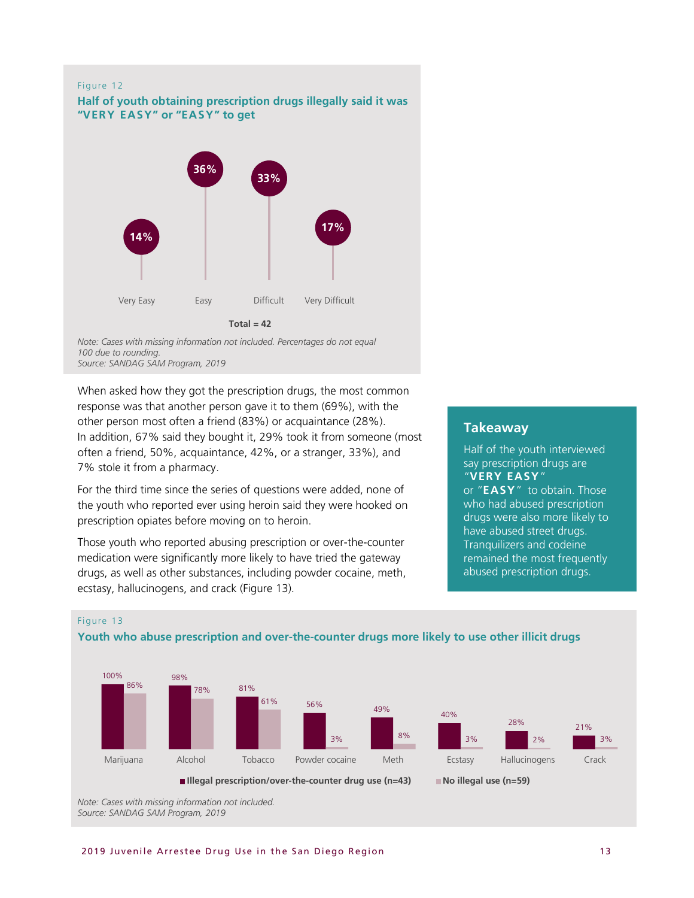Figure 12

**Half of youth obtaining prescription drugs illegally said it was "VERY EASY" or "EASY" to get**

| Very Easy | Easy | Difficult | Very Difficult |
|---|---|---|---|
| 14% | 36% | 33% | 17% |

**Total = 42**

*Note: Cases with missing information not included. Percentages do not equal 100 due to rounding.*
*Source: SANDAG SAM Program, 2019*

When asked how they got the prescription drugs, the most common response was that another person gave it to them (69%), with the other person most often a friend (83%) or acquaintance (28%). In addition, 67% said they bought it, 29% took it from someone (most often a friend, 50%, acquaintance, 42%, or a stranger, 33%), and 7% stole it from a pharmacy.

For the third time since the series of questions were added, none of the youth who reported ever using heroin said they were hooked on prescription opiates before moving on to heroin.

Those youth who reported abusing prescription or over-the-counter medication were significantly more likely to have tried the gateway drugs, as well as other substances, including powder cocaine, meth, ecstasy, hallucinogens, and crack (Figure 13).

## Takeaway

Half of the youth interviewed say prescription drugs are "**VERY EASY**" or "**EASY**" to obtain. Those who had abused prescription drugs were also more likely to have abused street drugs. Tranquilizers and codeine remained the most frequently abused prescription drugs.

Figure 13

**Youth who abuse prescription and over-the-counter drugs more likely to use other illicit drugs**

| | Illegal prescription/over-the-counter drug use (n=43) | No illegal use (n=59) |
|---|---|---|
| Marijuana | 100% | 86% |
| Alcohol | 98% | 78% |
| Tobacco | 81% | 61% |
| Powder cocaine | 56% | 3% |
| Meth | 49% | 8% |
| Ecstasy | 40% | 3% |
| Hallucinogens | 28% | 2% |
| Crack | 21% | 3% |

*Note: Cases with missing information not included.*
*Source: SANDAG SAM Program, 2019*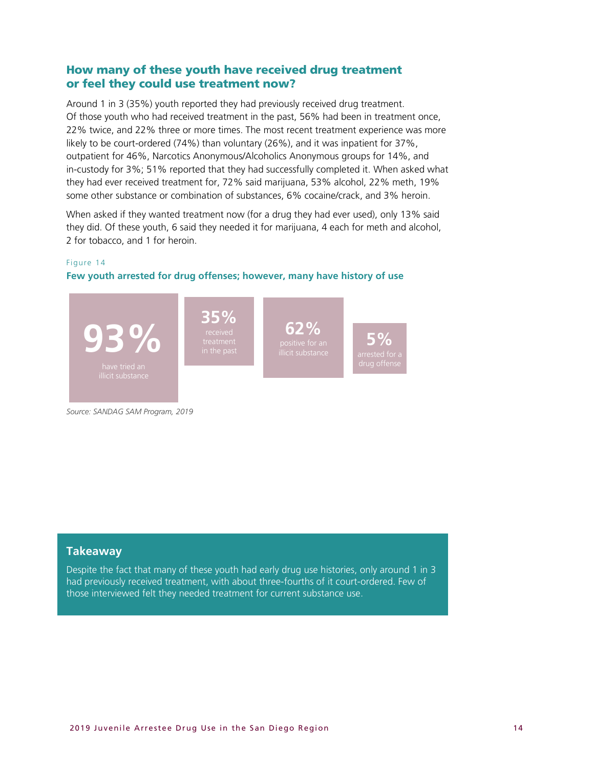## How many of these youth have received drug treatment or feel they could use treatment now?

Around 1 in 3 (35%) youth reported they had previously received drug treatment. Of those youth who had received treatment in the past, 56% had been in treatment once, 22% twice, and 22% three or more times. The most recent treatment experience was more likely to be court-ordered (74%) than voluntary (26%), and it was inpatient for 37%, outpatient for 46%, Narcotics Anonymous/Alcoholics Anonymous groups for 14%, and in-custody for 3%; 51% reported that they had successfully completed it. When asked what they had ever received treatment for, 72% said marijuana, 53% alcohol, 22% meth, 19% some other substance or combination of substances, 6% cocaine/crack, and 3% heroin.

When asked if they wanted treatment now (for a drug they had ever used), only 13% said they did. Of these youth, 6 said they needed it for marijuana, 4 each for meth and alcohol, 2 for tobacco, and 1 for heroin.

Figure 14

**Few youth arrested for drug offenses; however, many have history of use**

**93%** have tried an illicit substance

**35%** received treatment in the past

**62%** positive for an illicit substance

**5%** arrested for a drug offense

*Source: SANDAG SAM Program, 2019*

### Takeaway

Despite the fact that many of these youth had early drug use histories, only around 1 in 3 had previously received treatment, with about three-fourths of it court-ordered. Few of those interviewed felt they needed treatment for current substance use.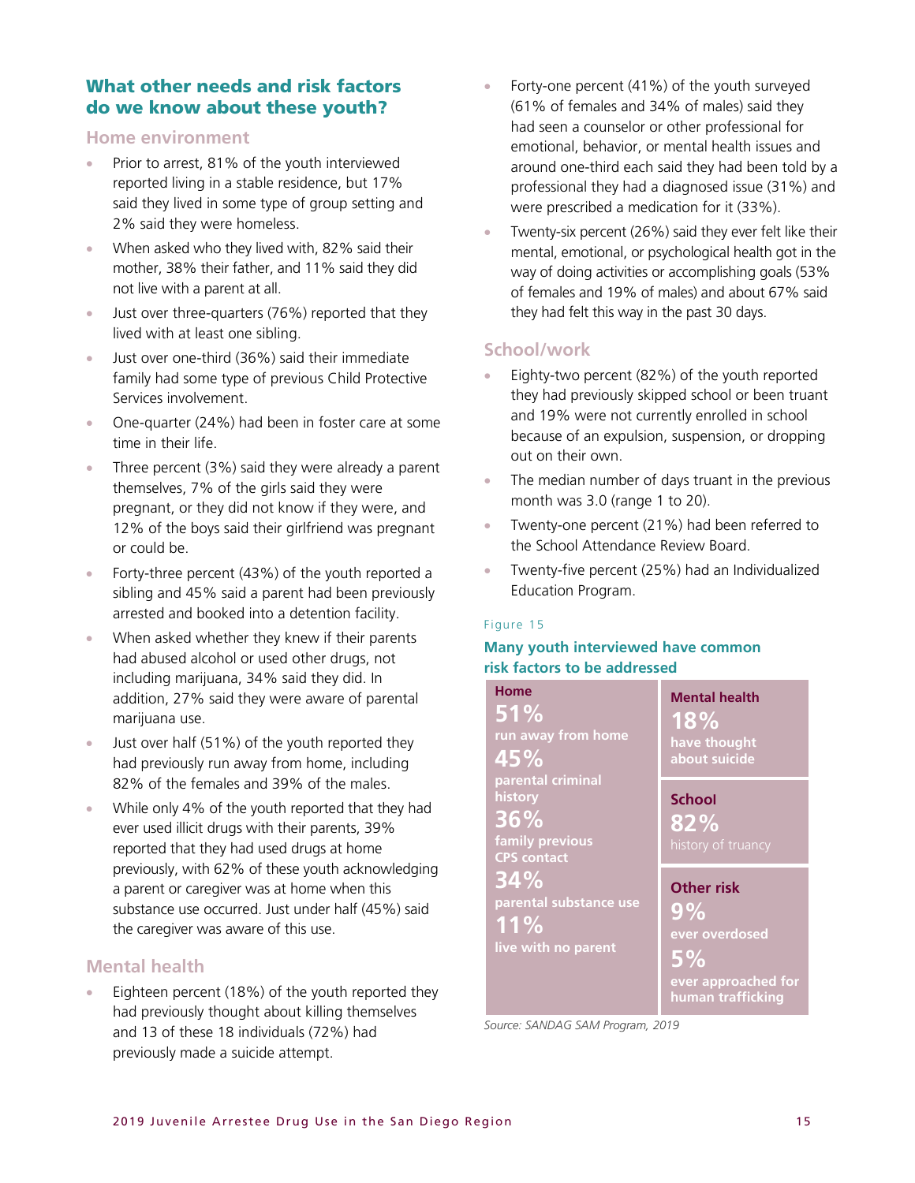## What other needs and risk factors do we know about these youth?

### Home environment

- Prior to arrest, 81% of the youth interviewed reported living in a stable residence, but 17% said they lived in some type of group setting and 2% said they were homeless.
- When asked who they lived with, 82% said their mother, 38% their father, and 11% said they did not live with a parent at all.
- Just over three-quarters (76%) reported that they lived with at least one sibling.
- Just over one-third (36%) said their immediate family had some type of previous Child Protective Services involvement.
- One-quarter (24%) had been in foster care at some time in their life.
- Three percent (3%) said they were already a parent themselves, 7% of the girls said they were pregnant, or they did not know if they were, and 12% of the boys said their girlfriend was pregnant or could be.
- Forty-three percent (43%) of the youth reported a sibling and 45% said a parent had been previously arrested and booked into a detention facility.
- When asked whether they knew if their parents had abused alcohol or used other drugs, not including marijuana, 34% said they did. In addition, 27% said they were aware of parental marijuana use.
- Just over half (51%) of the youth reported they had previously run away from home, including 82% of the females and 39% of the males.
- While only 4% of the youth reported that they had ever used illicit drugs with their parents, 39% reported that they had used drugs at home previously, with 62% of these youth acknowledging a parent or caregiver was at home when this substance use occurred. Just under half (45%) said the caregiver was aware of this use.

### Mental health

- Eighteen percent (18%) of the youth reported they had previously thought about killing themselves and 13 of these 18 individuals (72%) had previously made a suicide attempt.
- Forty-one percent (41%) of the youth surveyed (61% of females and 34% of males) said they had seen a counselor or other professional for emotional, behavior, or mental health issues and around one-third each said they had been told by a professional they had a diagnosed issue (31%) and were prescribed a medication for it (33%).
- Twenty-six percent (26%) said they ever felt like their mental, emotional, or psychological health got in the way of doing activities or accomplishing goals (53% of females and 19% of males) and about 67% said they had felt this way in the past 30 days.

### School/work

- Eighty-two percent (82%) of the youth reported they had previously skipped school or been truant and 19% were not currently enrolled in school because of an expulsion, suspension, or dropping out on their own.
- The median number of days truant in the previous month was 3.0 (range 1 to 20).
- Twenty-one percent (21%) had been referred to the School Attendance Review Board.
- Twenty-five percent (25%) had an Individualized Education Program.

Figure 15

**Many youth interviewed have common risk factors to be addressed**

**Home**
- **51%** run away from home
- **45%** parental criminal history
- **36%** family previous CPS contact
- **34%** parental substance use
- **11%** live with no parent

**Mental health**
- **18%** have thought about suicide

**School**
- **82%** history of truancy

**Other risk**
- **9%** ever overdosed
- **5%** ever approached for human trafficking

*Source: SANDAG SAM Program, 2019*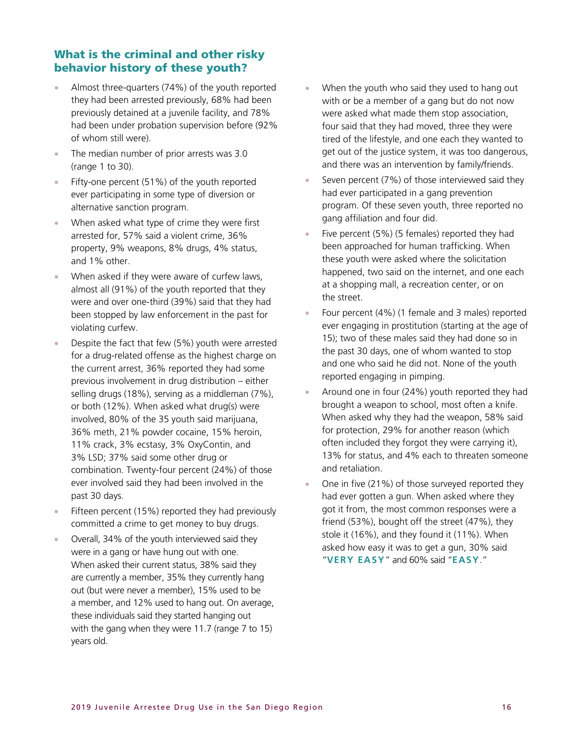## What is the criminal and other risky behavior history of these youth?

- Almost three-quarters (74%) of the youth reported they had been arrested previously, 68% had been previously detained at a juvenile facility, and 78% had been under probation supervision before (92% of whom still were).
- The median number of prior arrests was 3.0 (range 1 to 30).
- Fifty-one percent (51%) of the youth reported ever participating in some type of diversion or alternative sanction program.
- When asked what type of crime they were first arrested for, 57% said a violent crime, 36% property, 9% weapons, 8% drugs, 4% status, and 1% other.
- When asked if they were aware of curfew laws, almost all (91%) of the youth reported that they were and over one-third (39%) said that they had been stopped by law enforcement in the past for violating curfew.
- Despite the fact that few (5%) youth were arrested for a drug-related offense as the highest charge on the current arrest, 36% reported they had some previous involvement in drug distribution – either selling drugs (18%), serving as a middleman (7%), or both (12%). When asked what drug(s) were involved, 80% of the 35 youth said marijuana, 36% meth, 21% powder cocaine, 15% heroin, 11% crack, 3% ecstasy, 3% OxyContin, and 3% LSD; 37% said some other drug or combination. Twenty-four percent (24%) of those ever involved said they had been involved in the past 30 days.
- Fifteen percent (15%) reported they had previously committed a crime to get money to buy drugs.
- Overall, 34% of the youth interviewed said they were in a gang or have hung out with one. When asked their current status, 38% said they are currently a member, 35% they currently hang out (but were never a member), 15% used to be a member, and 12% used to hang out. On average, these individuals said they started hanging out with the gang when they were 11.7 (range 7 to 15) years old.
- When the youth who said they used to hang out with or be a member of a gang but do not now were asked what made them stop association, four said that they had moved, three they were tired of the lifestyle, and one each they wanted to get out of the justice system, it was too dangerous, and there was an intervention by family/friends.
- Seven percent (7%) of those interviewed said they had ever participated in a gang prevention program. Of these seven youth, three reported no gang affiliation and four did.
- Five percent (5%) (5 females) reported they had been approached for human trafficking. When these youth were asked where the solicitation happened, two said on the internet, and one each at a shopping mall, a recreation center, or on the street.
- Four percent (4%) (1 female and 3 males) reported ever engaging in prostitution (starting at the age of 15); two of these males said they had done so in the past 30 days, one of whom wanted to stop and one who said he did not. None of the youth reported engaging in pimping.
- Around one in four (24%) youth reported they had brought a weapon to school, most often a knife. When asked why they had the weapon, 58% said for protection, 29% for another reason (which often included they forgot they were carrying it), 13% for status, and 4% each to threaten someone and retaliation.
- One in five (21%) of those surveyed reported they had ever gotten a gun. When asked where they got it from, the most common responses were a friend (53%), bought off the street (47%), they stole it (16%), and they found it (11%). When asked how easy it was to get a gun, 30% said "**VERY EASY**" and 60% said "**EASY**."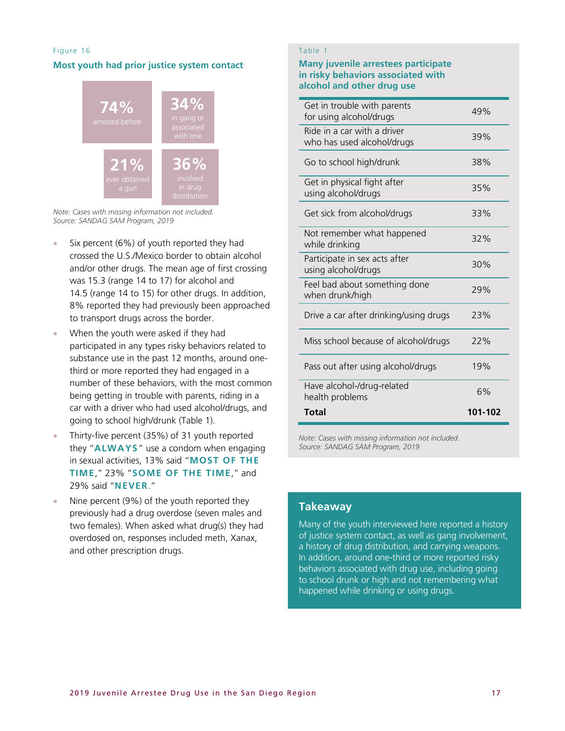Figure 16

### Most youth had prior justice system contact

**74%** arrested before

**34%** in gang or associated with one

**21%** ever obtained a gun

**36%** involved in drug distribution

*Note: Cases with missing information not included.*
*Source: SANDAG SAM Program, 2019*

- Six percent (6%) of youth reported they had crossed the U.S./Mexico border to obtain alcohol and/or other drugs. The mean age of first crossing was 15.3 (range 14 to 17) for alcohol and 14.5 (range 14 to 15) for other drugs. In addition, 8% reported they had previously been approached to transport drugs across the border.
- When the youth were asked if they had participated in any types risky behaviors related to substance use in the past 12 months, around one-third or more reported they had engaged in a number of these behaviors, with the most common being getting in trouble with parents, riding in a car with a driver who had used alcohol/drugs, and going to school high/drunk (Table 1).
- Thirty-five percent (35%) of 31 youth reported they "**ALWAYS**" use a condom when engaging in sexual activities, 13% said "**MOST OF THE TIME**," 23% "**SOME OF THE TIME**," and 29% said "**NEVER**."
- Nine percent (9%) of the youth reported they previously had a drug overdose (seven males and two females). When asked what drug(s) they had overdosed on, responses included meth, Xanax, and other prescription drugs.

Table 1

### Many juvenile arrestees participate in risky behaviors associated with alcohol and other drug use

| Behavior | % |
|---|---|
| Get in trouble with parents for using alcohol/drugs | 49% |
| Ride in a car with a driver who has used alcohol/drugs | 39% |
| Go to school high/drunk | 38% |
| Get in physical fight after using alcohol/drugs | 35% |
| Get sick from alcohol/drugs | 33% |
| Not remember what happened while drinking | 32% |
| Participate in sex acts after using alcohol/drugs | 30% |
| Feel bad about something done when drunk/high | 29% |
| Drive a car after drinking/using drugs | 23% |
| Miss school because of alcohol/drugs | 22% |
| Pass out after using alcohol/drugs | 19% |
| Have alcohol-/drug-related health problems | 6% |
| **Total** | **101-102** |

*Note: Cases with missing information not included.*
*Source: SANDAG SAM Program, 2019*

## Takeaway

Many of the youth interviewed here reported a history of justice system contact, as well as gang involvement, a history of drug distribution, and carrying weapons. In addition, around one-third or more reported risky behaviors associated with drug use, including going to school drunk or high and not remembering what happened while drinking or using drugs.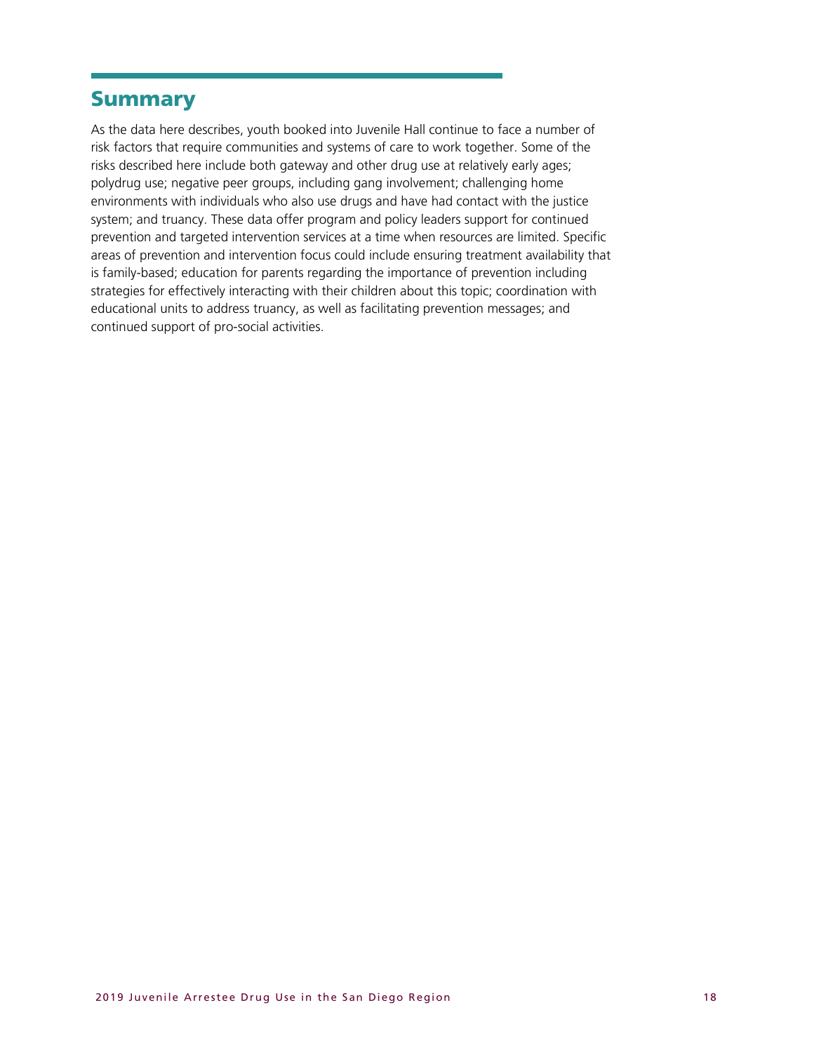## Summary

As the data here describes, youth booked into Juvenile Hall continue to face a number of risk factors that require communities and systems of care to work together. Some of the risks described here include both gateway and other drug use at relatively early ages; polydrug use; negative peer groups, including gang involvement; challenging home environments with individuals who also use drugs and have had contact with the justice system; and truancy. These data offer program and policy leaders support for continued prevention and targeted intervention services at a time when resources are limited. Specific areas of prevention and intervention focus could include ensuring treatment availability that is family-based; education for parents regarding the importance of prevention including strategies for effectively interacting with their children about this topic; coordination with educational units to address truancy, as well as facilitating prevention messages; and continued support of pro-social activities.